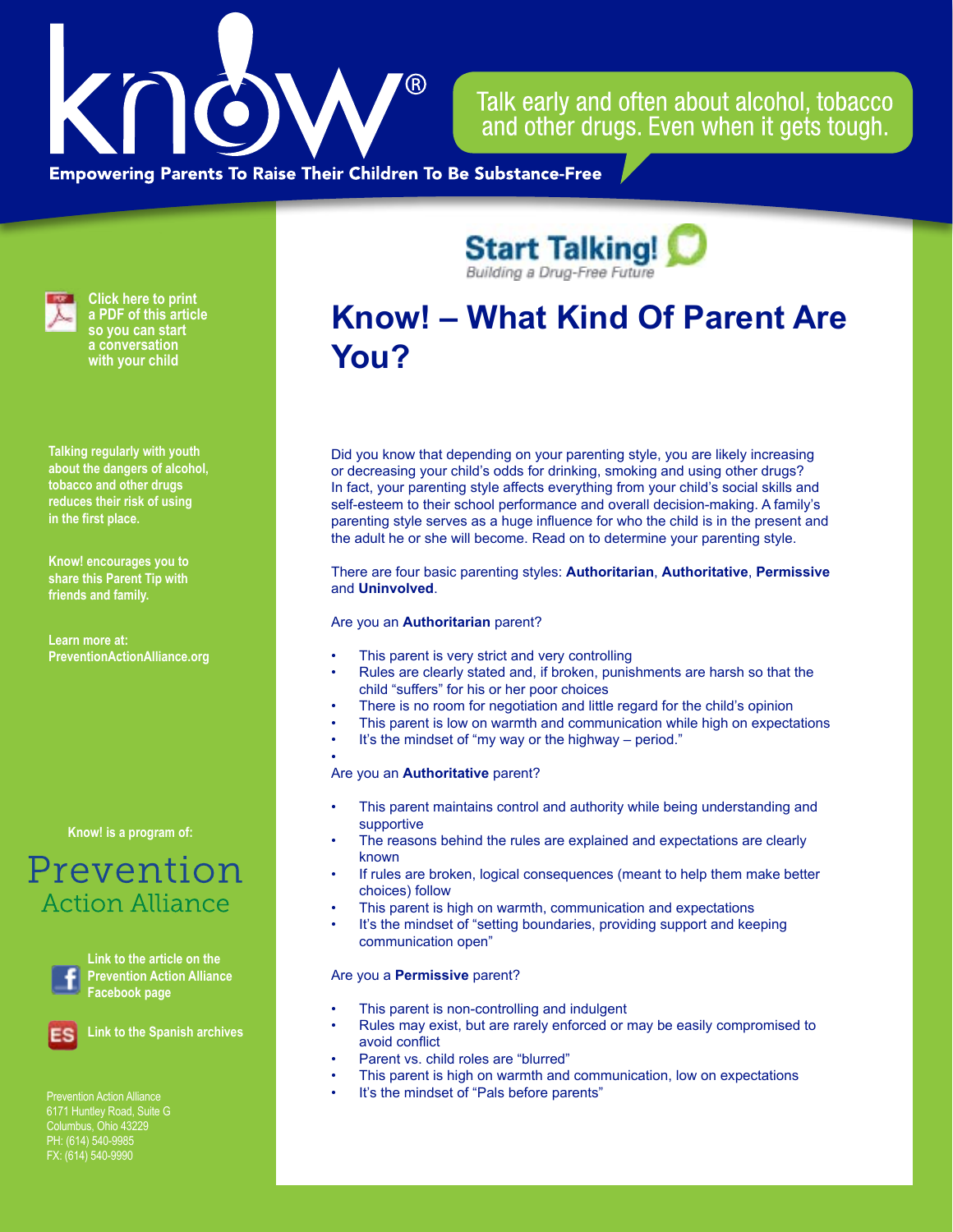# know!®

**Empowering Parents To Raise Their Children To Be Substance-Free**

Talk early and often about alcohol, tobacco and other drugs. Even when it gets tough.

**Start Talking!**
*Building a Drug-Free Future*

# Know! – What Kind Of Parent Are You?

Did you know that depending on your parenting style, you are likely increasing or decreasing your child's odds for drinking, smoking and using other drugs? In fact, your parenting style affects everything from your child's social skills and self-esteem to their school performance and overall decision-making. A family's parenting style serves as a huge influence for who the child is in the present and the adult he or she will become. Read on to determine your parenting style.

There are four basic parenting styles: **Authoritarian**, **Authoritative**, **Permissive** and **Uninvolved**.

Are you an **Authoritarian** parent?

- This parent is very strict and very controlling
- Rules are clearly stated and, if broken, punishments are harsh so that the child "suffers" for his or her poor choices
- There is no room for negotiation and little regard for the child's opinion
- This parent is low on warmth and communication while high on expectations
- It's the mindset of "my way or the highway – period."

Are you an **Authoritative** parent?

- This parent maintains control and authority while being understanding and supportive
- The reasons behind the rules are explained and expectations are clearly known
- If rules are broken, logical consequences (meant to help them make better choices) follow
- This parent is high on warmth, communication and expectations
- It's the mindset of "setting boundaries, providing support and keeping communication open"

Are you a **Permissive** parent?

- This parent is non-controlling and indulgent
- Rules may exist, but are rarely enforced or may be easily compromised to avoid conflict
- Parent vs. child roles are "blurred"
- This parent is high on warmth and communication, low on expectations
- It's the mindset of "Pals before parents"

---

**Click here to print a PDF of this article so you can start a conversation with your child**

**Talking regularly with youth about the dangers of alcohol, tobacco and other drugs reduces their risk of using in the first place.**

**Know! encourages you to share this Parent Tip with friends and family.**

**Learn more at: PreventionActionAlliance.org**

**Know! is a program of:**

Prevention Action Alliance

**Link to the article on the Prevention Action Alliance Facebook page**

**Link to the Spanish archives**

Prevention Action Alliance
6171 Huntley Road, Suite G
Columbus, Ohio 43229
PH: (614) 540-9985
FX: (614) 540-9990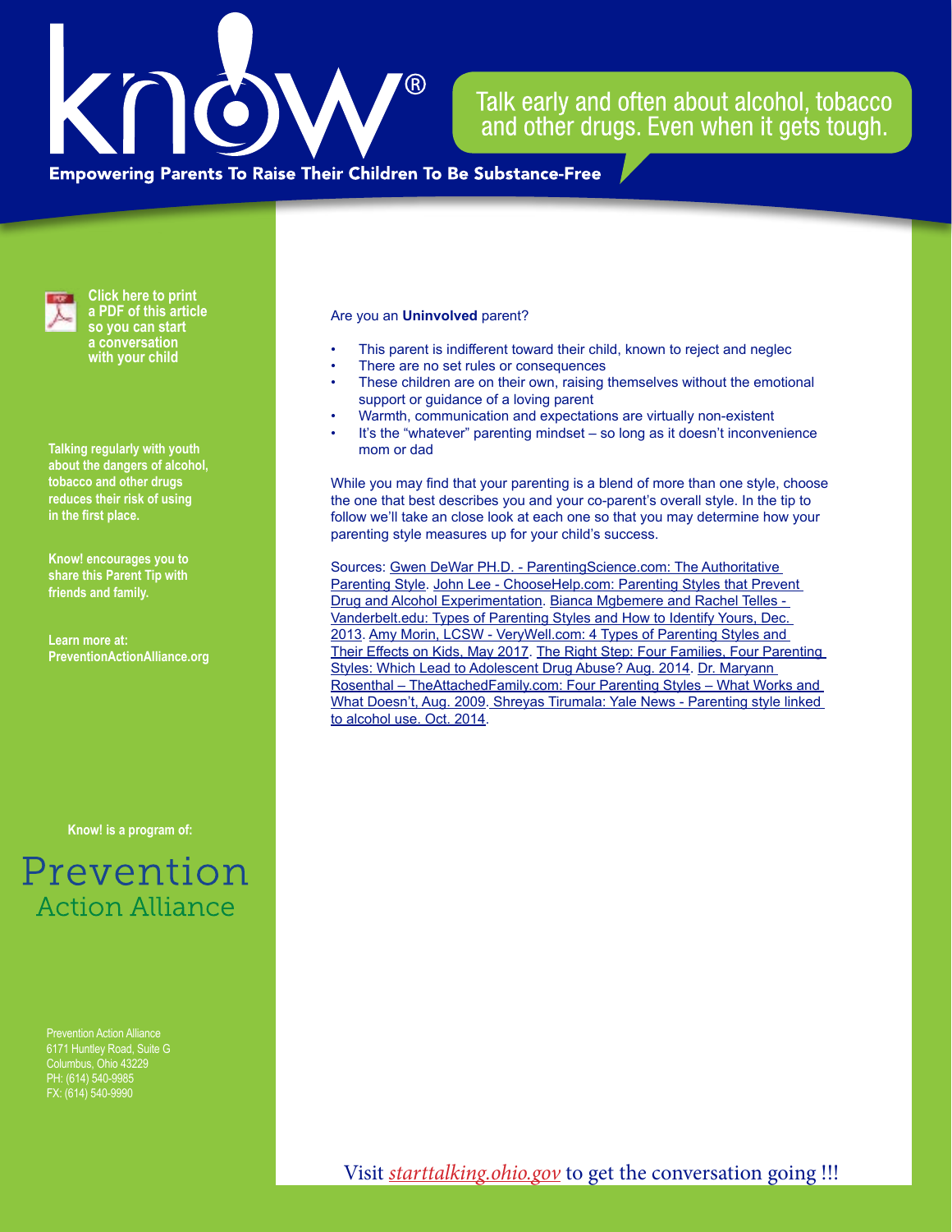# know!®

Talk early and often about alcohol, tobacco and other drugs. Even when it gets tough.

**Empowering Parents To Raise Their Children To Be Substance-Free**

**Click here to print a PDF of this article so you can start a conversation with your child**

**Talking regularly with youth about the dangers of alcohol, tobacco and other drugs reduces their risk of using in the first place.**

**Know! encourages you to share this Parent Tip with friends and family.**

**Learn more at: PreventionActionAlliance.org**

Are you an **Uninvolved** parent?

- This parent is indifferent toward their child, known to reject and neglec
- There are no set rules or consequences
- These children are on their own, raising themselves without the emotional support or guidance of a loving parent
- Warmth, communication and expectations are virtually non-existent
- It's the "whatever" parenting mindset – so long as it doesn't inconvenience mom or dad

While you may find that your parenting is a blend of more than one style, choose the one that best describes you and your co-parent's overall style. In the tip to follow we'll take an close look at each one so that you may determine how your parenting style measures up for your child's success.

Sources: Gwen DeWar PH.D. - ParentingScience.com: The Authoritative Parenting Style. John Lee - ChooseHelp.com: Parenting Styles that Prevent Drug and Alcohol Experimentation. Bianca Mgbemere and Rachel Telles - Vanderbelt.edu: Types of Parenting Styles and How to Identify Yours, Dec. 2013. Amy Morin, LCSW - VeryWell.com: 4 Types of Parenting Styles and Their Effects on Kids, May 2017. The Right Step: Four Families, Four Parenting Styles: Which Lead to Adolescent Drug Abuse? Aug. 2014. Dr. Maryann Rosenthal – TheAttachedFamily.com: Four Parenting Styles – What Works and What Doesn't, Aug. 2009. Shreyas Tirumala: Yale News - Parenting style linked to alcohol use. Oct. 2014.

**Know! is a program of:**

Prevention Action Alliance

Prevention Action Alliance
6171 Huntley Road, Suite G
Columbus, Ohio 43229
PH: (614) 540-9985
FX: (614) 540-9990

Visit *starttalking.ohio.gov* to get the conversation going !!!